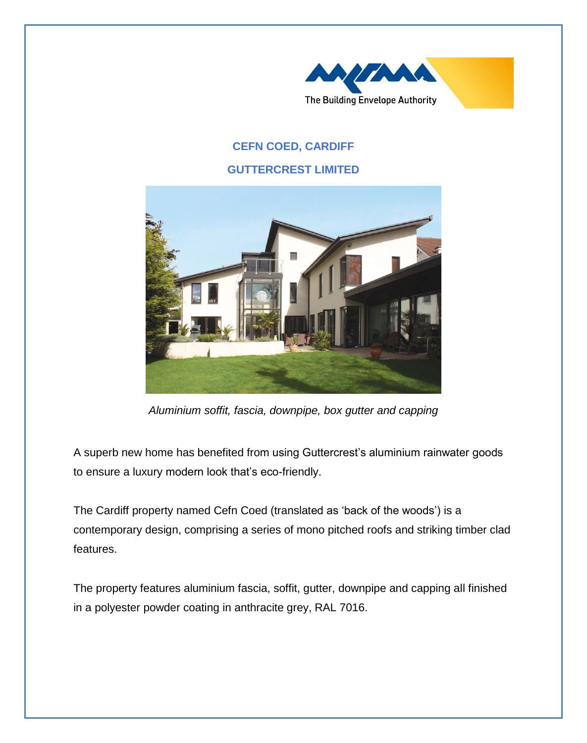The Building Envelope Authority

## CEFN COED, CARDIFF

## GUTTERCREST LIMITED

*Aluminium soffit, fascia, downpipe, box gutter and capping*

A superb new home has benefited from using Guttercrest's aluminium rainwater goods to ensure a luxury modern look that's eco-friendly.

The Cardiff property named Cefn Coed (translated as 'back of the woods') is a contemporary design, comprising a series of mono pitched roofs and striking timber clad features.

The property features aluminium fascia, soffit, gutter, downpipe and capping all finished in a polyester powder coating in anthracite grey, RAL 7016.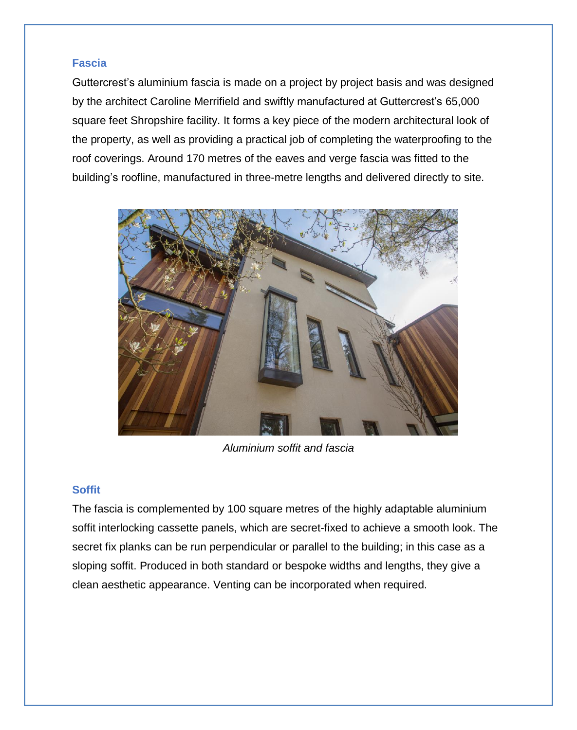## Fascia

Guttercrest's aluminium fascia is made on a project by project basis and was designed by the architect Caroline Merrifield and swiftly manufactured at Guttercrest's 65,000 square feet Shropshire facility. It forms a key piece of the modern architectural look of the property, as well as providing a practical job of completing the waterproofing to the roof coverings. Around 170 metres of the eaves and verge fascia was fitted to the building's roofline, manufactured in three-metre lengths and delivered directly to site.

*Aluminium soffit and fascia*

## Soffit

The fascia is complemented by 100 square metres of the highly adaptable aluminium soffit interlocking cassette panels, which are secret-fixed to achieve a smooth look. The secret fix planks can be run perpendicular or parallel to the building; in this case as a sloping soffit. Produced in both standard or bespoke widths and lengths, they give a clean aesthetic appearance. Venting can be incorporated when required.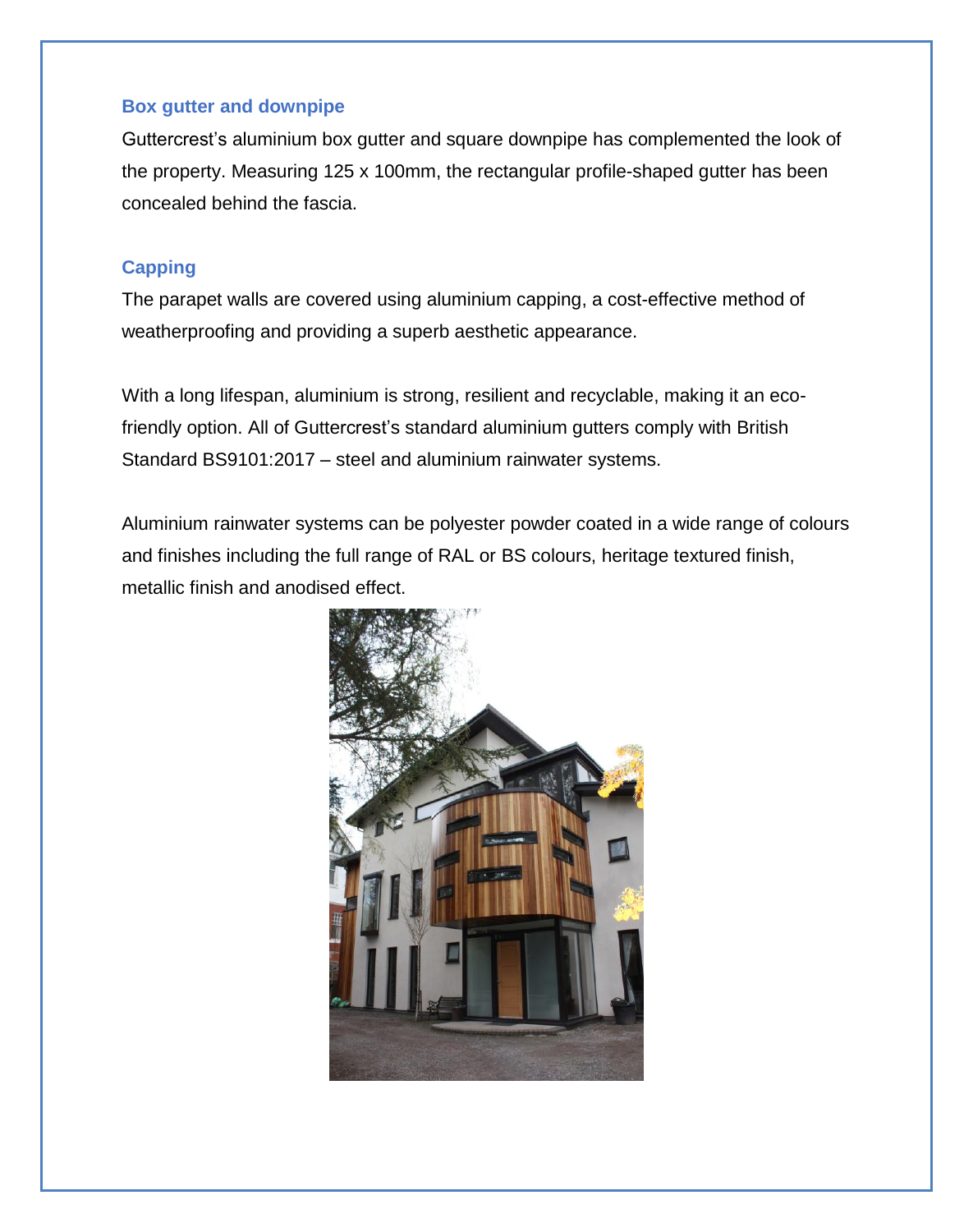### Box gutter and downpipe

Guttercrest's aluminium box gutter and square downpipe has complemented the look of the property. Measuring 125 x 100mm, the rectangular profile-shaped gutter has been concealed behind the fascia.

### Capping

The parapet walls are covered using aluminium capping, a cost-effective method of weatherproofing and providing a superb aesthetic appearance.

With a long lifespan, aluminium is strong, resilient and recyclable, making it an eco-friendly option. All of Guttercrest's standard aluminium gutters comply with British Standard BS9101:2017 – steel and aluminium rainwater systems.

Aluminium rainwater systems can be polyester powder coated in a wide range of colours and finishes including the full range of RAL or BS colours, heritage textured finish, metallic finish and anodised effect.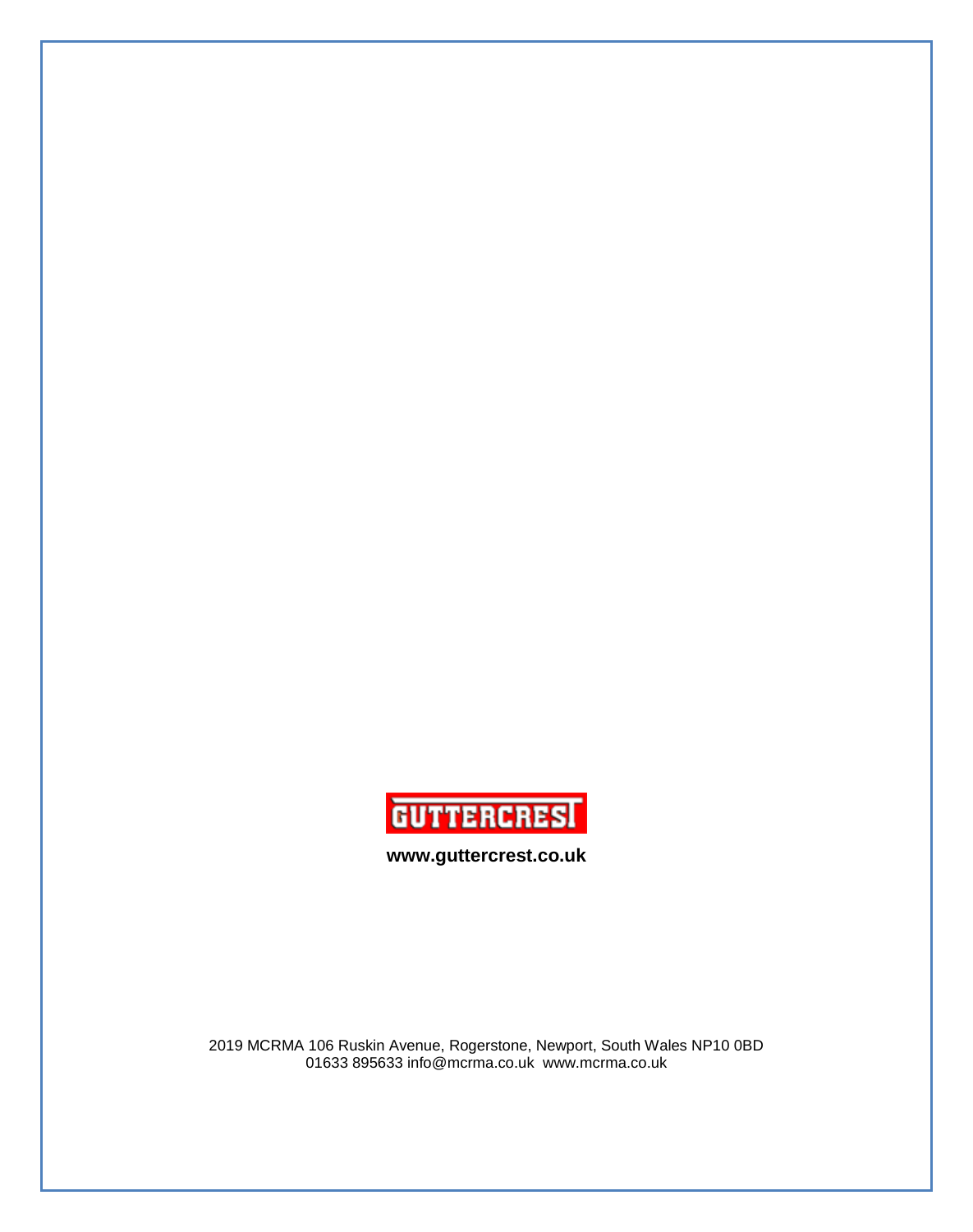GUTTERCREST

**www.guttercrest.co.uk**

2019 MCRMA 106 Ruskin Avenue, Rogerstone, Newport, South Wales NP10 0BD
01633 895633 info@mcrma.co.uk www.mcrma.co.uk